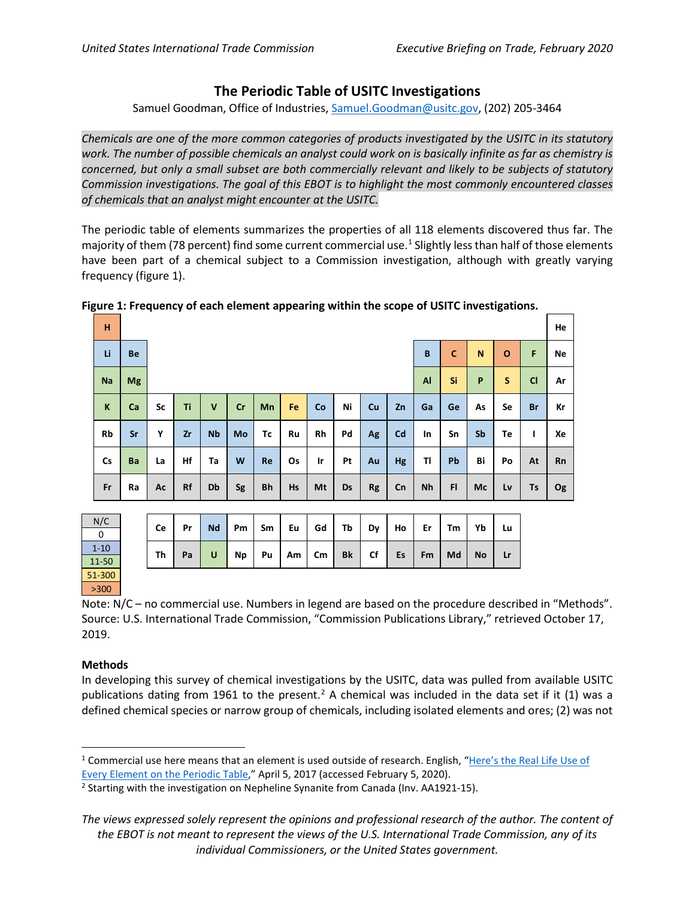# The Periodic Table of USITC Investigations

Samuel Goodman, Office of Industries, Samuel.Goodman@usitc.gov, (202) 205-3464

*Chemicals are one of the more common categories of products investigated by the USITC in its statutory work. The number of possible chemicals an analyst could work on is basically infinite as far as chemistry is concerned, but only a small subset are both commercially relevant and likely to be subjects of statutory Commission investigations. The goal of this EBOT is to highlight the most commonly encountered classes of chemicals that an analyst might encounter at the USITC.*

The periodic table of elements summarizes the properties of all 118 elements discovered thus far. The majority of them (78 percent) find some current commercial use.[1] Slightly less than half of those elements have been part of a chemical subject to a Commission investigation, although with greatly varying frequency (figure 1).

**Figure 1: Frequency of each element appearing within the scope of USITC investigations.**

| 1 | 2 | 3 | 4 | 5 | 6 | 7 | 8 | 9 | 10 | 11 | 12 | 13 | 14 | 15 | 16 | 17 | 18 |
|---|---|---|---|---|---|---|---|---|---|---|---|---|---|---|---|---|---|
| H (>300) | | | | | | | | | | | | | | | | | He (0) |
| Li (1-10) | Be (1-10) | | | | | | | | | | | B (1-10) | C (>300) | N (51-300) | O (>300) | F (11-50) | Ne (0) |
| Na (11-50) | Mg (11-50) | | | | | | | | | | | Al (11-50) | Si (51-300) | P (11-50) | S (51-300) | Cl (11-50) | Ar (0) |
| K (11-50) | Ca (11-50) | Sc (0) | Ti (11-50) | V (11-50) | Cr (11-50) | Mn (11-50) | Fe (51-300) | Co (1-10) | Ni (0) | Cu (1-10) | Zn (1-10) | Ga (11-50) | Ge (1-10) | As (0) | Se (0) | Br (1-10) | Kr (0) |
| Rb (0) | Sr (1-10) | Y (0) | Zr (1-10) | Nb (1-10) | Mo (11-50) | Tc (0) | Ru (0) | Rh (0) | Pd (0) | Ag (1-10) | Cd (11-50) | In (0) | Sn (0) | Sb (1-10) | Te (0) | I (0) | Xe (0) |
| Cs (0) | Ba (11-50) | La (0) | Hf (0) | Ta (0) | W (1-10) | Re (1-10) | Os (0) | Ir (0) | Pt (0) | Au (1-10) | Hg (1-10) | Tl (0) | Pb (1-10) | Bi (0) | Po (0) | At (N/C) | Rn (N/C) |
| Fr (N/C) | Ra (0) | Ac (N/C) | Rf (N/C) | Db (N/C) | Sg (N/C) | Bh (N/C) | Hs (N/C) | Mt (N/C) | Ds (N/C) | Rg (N/C) | Cn (N/C) | Nh (N/C) | Fl (N/C) | Mc (N/C) | Lv (N/C) | Ts (N/C) | Og (N/C) |

| | | | | | | | | | | | | | |
|---|---|---|---|---|---|---|---|---|---|---|---|---|---|
| Ce (0) | Pr (0) | Nd (1-10) | Pm (0) | Sm (0) | Eu (0) | Gd (0) | Tb (0) | Dy (0) | Ho (0) | Er (0) | Tm (0) | Yb (0) | Lu (0) |
| Th (0) | Pa (N/C) | U (11-50) | Np (0) | Pu (0) | Am (0) | Cm (0) | Bk (N/C) | Cf (0) | Es (N/C) | Fm (N/C) | Md (N/C) | No (N/C) | Lr (N/C) |

Legend: N/C; 0; 1-10; 11-50; 51-300; >300

Note: N/C – no commercial use. Numbers in legend are based on the procedure described in "Methods".
Source: U.S. International Trade Commission, "Commission Publications Library," retrieved October 17, 2019.

### Methods

In developing this survey of chemical investigations by the USITC, data was pulled from available USITC publications dating from 1961 to the present.[2] A chemical was included in the data set if it (1) was a defined chemical species or narrow group of chemicals, including isolated elements and ores; (2) was not

---

[1] Commercial use here means that an element is used outside of research. English, "Here's the Real Life Use of Every Element on the Periodic Table," April 5, 2017 (accessed February 5, 2020).

[2] Starting with the investigation on Nepheline Synanite from Canada (Inv. AA1921-15).

*The views expressed solely represent the opinions and professional research of the author. The content of the EBOT is not meant to represent the views of the U.S. International Trade Commission, any of its individual Commissioners, or the United States government.*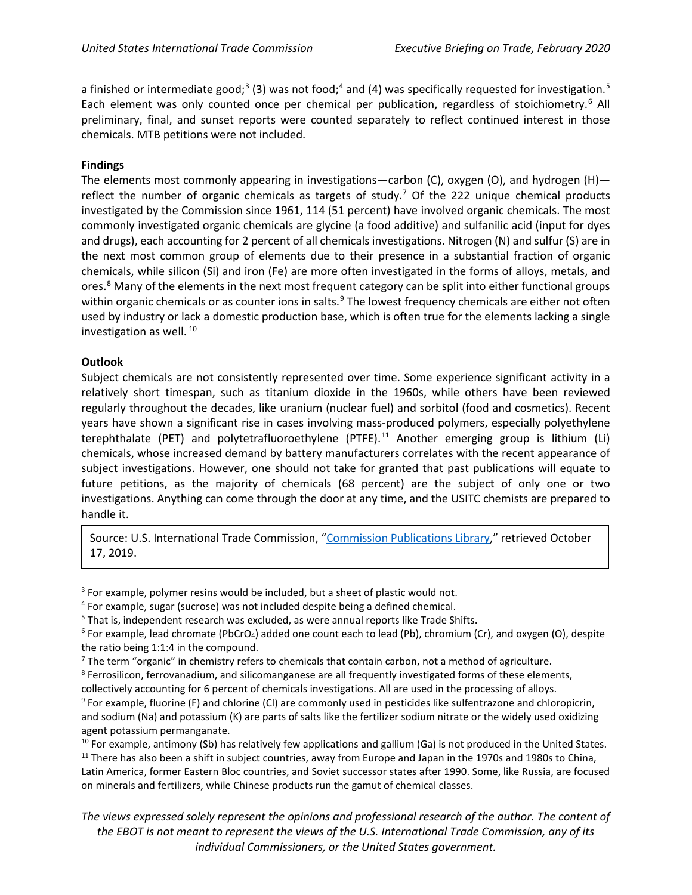a finished or intermediate good;[3] (3) was not food;[4] and (4) was specifically requested for investigation.[5] Each element was only counted once per chemical per publication, regardless of stoichiometry.[6] All preliminary, final, and sunset reports were counted separately to reflect continued interest in those chemicals. MTB petitions were not included.

**Findings**

The elements most commonly appearing in investigations—carbon (C), oxygen (O), and hydrogen (H)—reflect the number of organic chemicals as targets of study.[7] Of the 222 unique chemical products investigated by the Commission since 1961, 114 (51 percent) have involved organic chemicals. The most commonly investigated organic chemicals are glycine (a food additive) and sulfanilic acid (input for dyes and drugs), each accounting for 2 percent of all chemicals investigations. Nitrogen (N) and sulfur (S) are in the next most common group of elements due to their presence in a substantial fraction of organic chemicals, while silicon (Si) and iron (Fe) are more often investigated in the forms of alloys, metals, and ores.[8] Many of the elements in the next most frequent category can be split into either functional groups within organic chemicals or as counter ions in salts.[9] The lowest frequency chemicals are either not often used by industry or lack a domestic production base, which is often true for the elements lacking a single investigation as well. [10]

**Outlook**

Subject chemicals are not consistently represented over time. Some experience significant activity in a relatively short timespan, such as titanium dioxide in the 1960s, while others have been reviewed regularly throughout the decades, like uranium (nuclear fuel) and sorbitol (food and cosmetics). Recent years have shown a significant rise in cases involving mass-produced polymers, especially polyethylene terephthalate (PET) and polytetrafluoroethylene (PTFE).[11] Another emerging group is lithium (Li) chemicals, whose increased demand by battery manufacturers correlates with the recent appearance of subject investigations. However, one should not take for granted that past publications will equate to future petitions, as the majority of chemicals (68 percent) are the subject of only one or two investigations. Anything can come through the door at any time, and the USITC chemists are prepared to handle it.

Source: U.S. International Trade Commission, "Commission Publications Library," retrieved October 17, 2019.

[3] For example, polymer resins would be included, but a sheet of plastic would not.

[4] For example, sugar (sucrose) was not included despite being a defined chemical.

[5] That is, independent research was excluded, as were annual reports like Trade Shifts.

[6] For example, lead chromate ($PbCrO_4$) added one count each to lead (Pb), chromium (Cr), and oxygen (O), despite the ratio being 1:1:4 in the compound.

[7] The term "organic" in chemistry refers to chemicals that contain carbon, not a method of agriculture.

[8] Ferrosilicon, ferrovanadium, and silicomanganese are all frequently investigated forms of these elements, collectively accounting for 6 percent of chemicals investigations. All are used in the processing of alloys.

[9] For example, fluorine (F) and chlorine (Cl) are commonly used in pesticides like sulfentrazone and chloropicrin, and sodium (Na) and potassium (K) are parts of salts like the fertilizer sodium nitrate or the widely used oxidizing agent potassium permanganate.

[10] For example, antimony (Sb) has relatively few applications and gallium (Ga) is not produced in the United States.

[11] There has also been a shift in subject countries, away from Europe and Japan in the 1970s and 1980s to China, Latin America, former Eastern Bloc countries, and Soviet successor states after 1990. Some, like Russia, are focused on minerals and fertilizers, while Chinese products run the gamut of chemical classes.

*The views expressed solely represent the opinions and professional research of the author. The content of the EBOT is not meant to represent the views of the U.S. International Trade Commission, any of its individual Commissioners, or the United States government.*